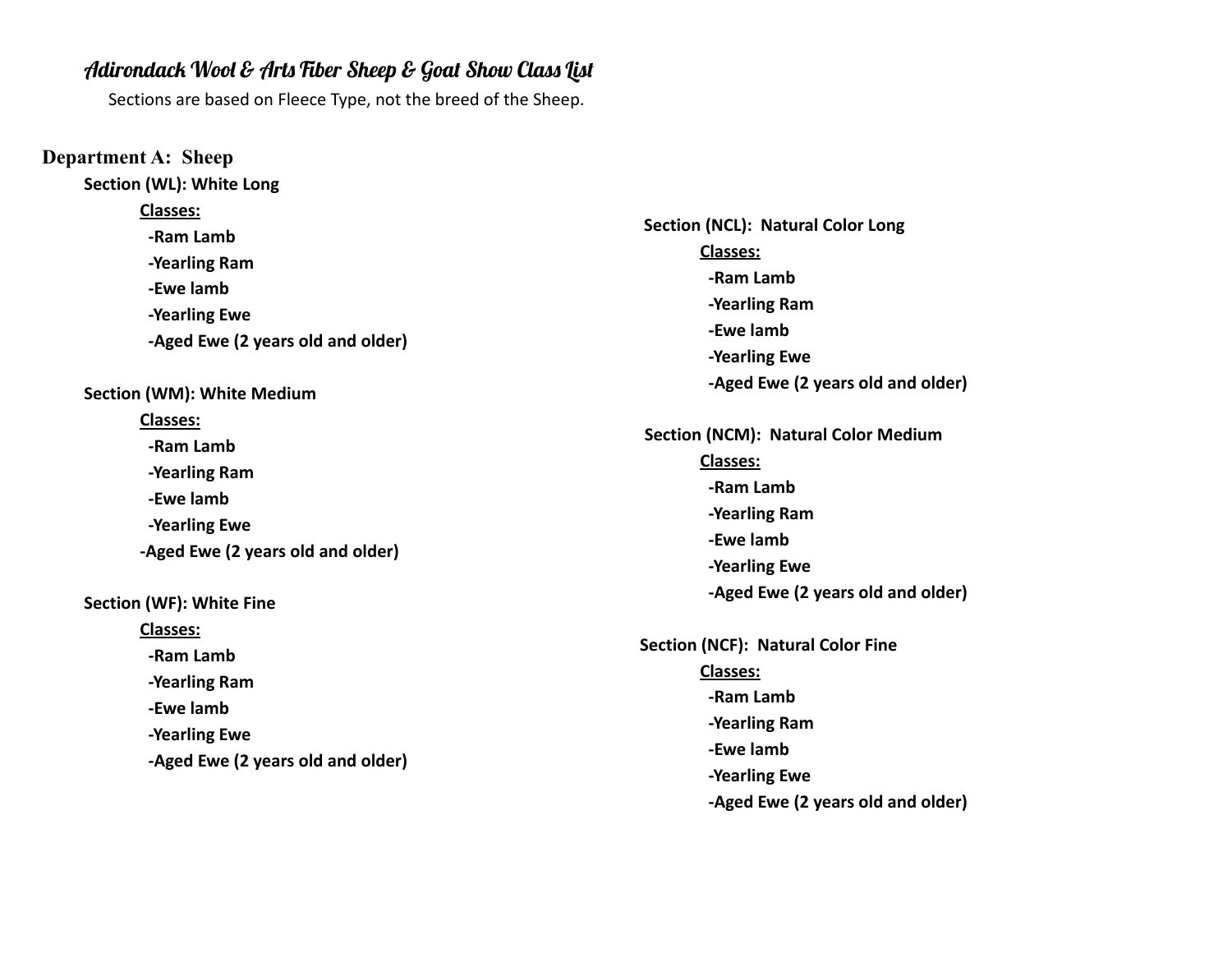# Adirondack Wool & Arts Fiber Sheep & Goat Show Class List

Sections are based on Fleece Type, not the breed of the Sheep.

## Department A: Sheep

**Section (WL): White Long**

**Classes:**

- **Ram Lamb**
- **Yearling Ram**
- **Ewe lamb**
- **Yearling Ewe**
- **Aged Ewe (2 years old and older)**

**Section (WM): White Medium**

**Classes:**

- **Ram Lamb**
- **Yearling Ram**
- **Ewe lamb**
- **Yearling Ewe**
- **Aged Ewe (2 years old and older)**

**Section (WF): White Fine**

**Classes:**

- **Ram Lamb**
- **Yearling Ram**
- **Ewe lamb**
- **Yearling Ewe**
- **Aged Ewe (2 years old and older)**

**Section (NCL): Natural Color Long**

**Classes:**

- **Ram Lamb**
- **Yearling Ram**
- **Ewe lamb**
- **Yearling Ewe**
- **Aged Ewe (2 years old and older)**

**Section (NCM): Natural Color Medium**

**Classes:**

- **Ram Lamb**
- **Yearling Ram**
- **Ewe lamb**
- **Yearling Ewe**
- **Aged Ewe (2 years old and older)**

**Section (NCF): Natural Color Fine**

**Classes:**

- **Ram Lamb**
- **Yearling Ram**
- **Ewe lamb**
- **Yearling Ewe**
- **Aged Ewe (2 years old and older)**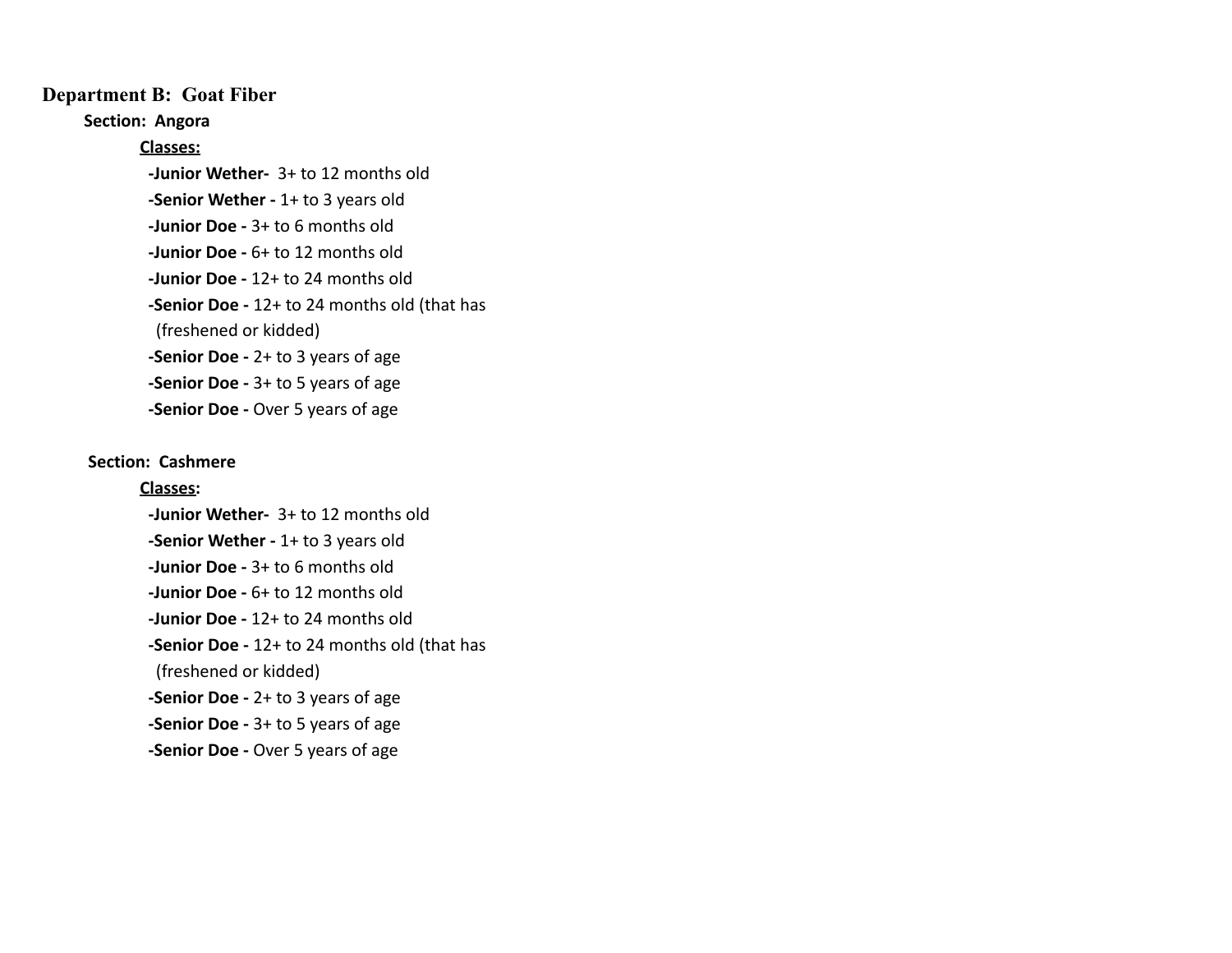## Department B: Goat Fiber

### Section: Angora

**Classes:**

- **Junior Wether-** 3+ to 12 months old
- **Senior Wether -** 1+ to 3 years old
- **Junior Doe -** 3+ to 6 months old
- **Junior Doe -** 6+ to 12 months old
- **Junior Doe -** 12+ to 24 months old
- **Senior Doe -** 12+ to 24 months old (that has (freshened or kidded)
- **Senior Doe -** 2+ to 3 years of age
- **Senior Doe -** 3+ to 5 years of age
- **Senior Doe -** Over 5 years of age

### Section: Cashmere

**Classes:**

- **Junior Wether-** 3+ to 12 months old
- **Senior Wether -** 1+ to 3 years old
- **Junior Doe -** 3+ to 6 months old
- **Junior Doe -** 6+ to 12 months old
- **Junior Doe -** 12+ to 24 months old
- **Senior Doe -** 12+ to 24 months old (that has (freshened or kidded)
- **Senior Doe -** 2+ to 3 years of age
- **Senior Doe -** 3+ to 5 years of age
- **Senior Doe -** Over 5 years of age